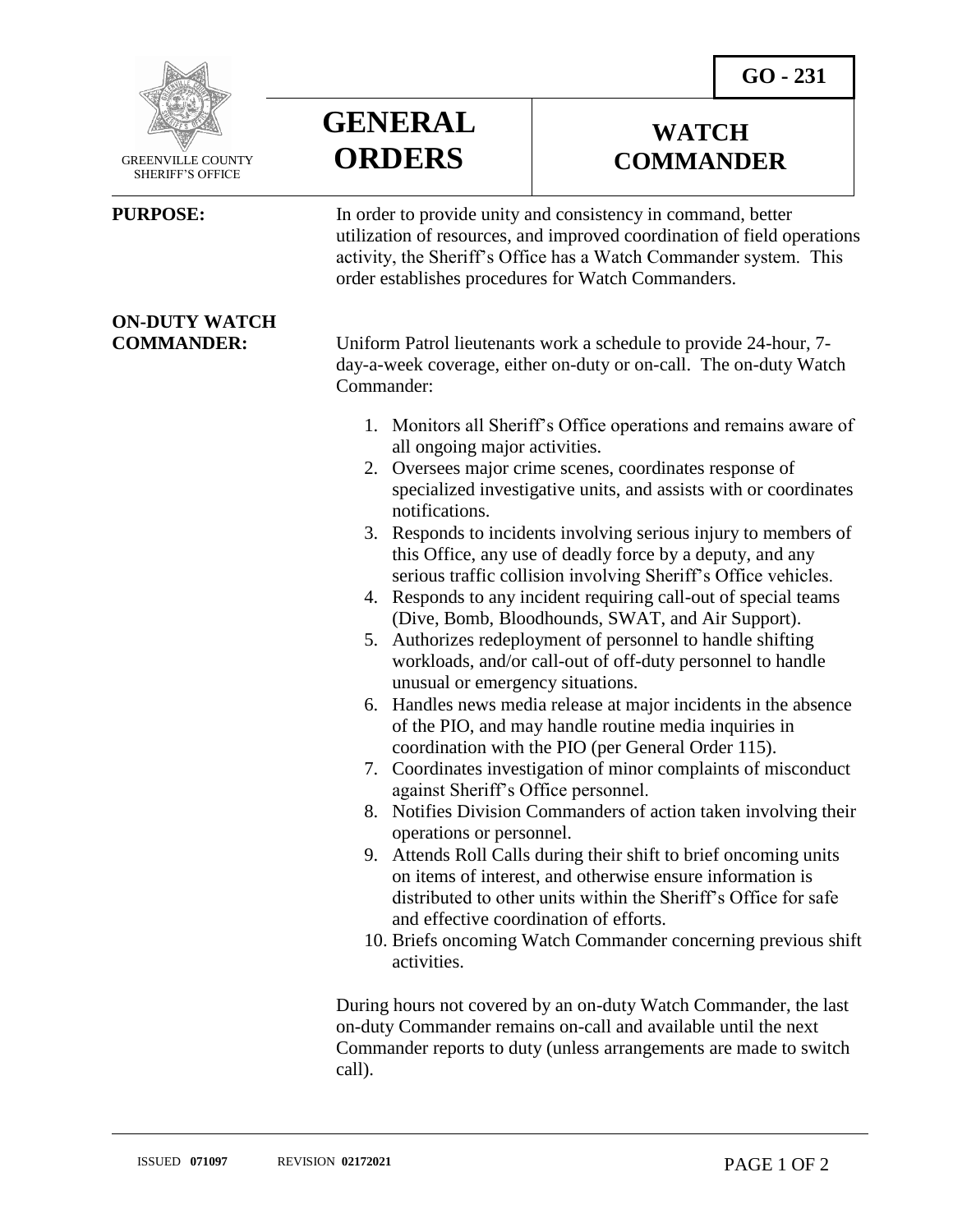GREENVILLE COUNTY SHERIFF'S OFFICE

# GENERAL ORDERS

# WATCH COMMANDER

**GO - 231**

**PURPOSE:** In order to provide unity and consistency in command, better utilization of resources, and improved coordination of field operations activity, the Sheriff's Office has a Watch Commander system. This order establishes procedures for Watch Commanders.

**ON-DUTY WATCH COMMANDER:** Uniform Patrol lieutenants work a schedule to provide 24-hour, 7-day-a-week coverage, either on-duty or on-call. The on-duty Watch Commander:

1. Monitors all Sheriff's Office operations and remains aware of all ongoing major activities.
2. Oversees major crime scenes, coordinates response of specialized investigative units, and assists with or coordinates notifications.
3. Responds to incidents involving serious injury to members of this Office, any use of deadly force by a deputy, and any serious traffic collision involving Sheriff's Office vehicles.
4. Responds to any incident requiring call-out of special teams (Dive, Bomb, Bloodhounds, SWAT, and Air Support).
5. Authorizes redeployment of personnel to handle shifting workloads, and/or call-out of off-duty personnel to handle unusual or emergency situations.
6. Handles news media release at major incidents in the absence of the PIO, and may handle routine media inquiries in coordination with the PIO (per General Order 115).
7. Coordinates investigation of minor complaints of misconduct against Sheriff's Office personnel.
8. Notifies Division Commanders of action taken involving their operations or personnel.
9. Attends Roll Calls during their shift to brief oncoming units on items of interest, and otherwise ensure information is distributed to other units within the Sheriff's Office for safe and effective coordination of efforts.
10. Briefs oncoming Watch Commander concerning previous shift activities.

During hours not covered by an on-duty Watch Commander, the last on-duty Commander remains on-call and available until the next Commander reports to duty (unless arrangements are made to switch call).

ISSUED **071097** REVISION **02172021**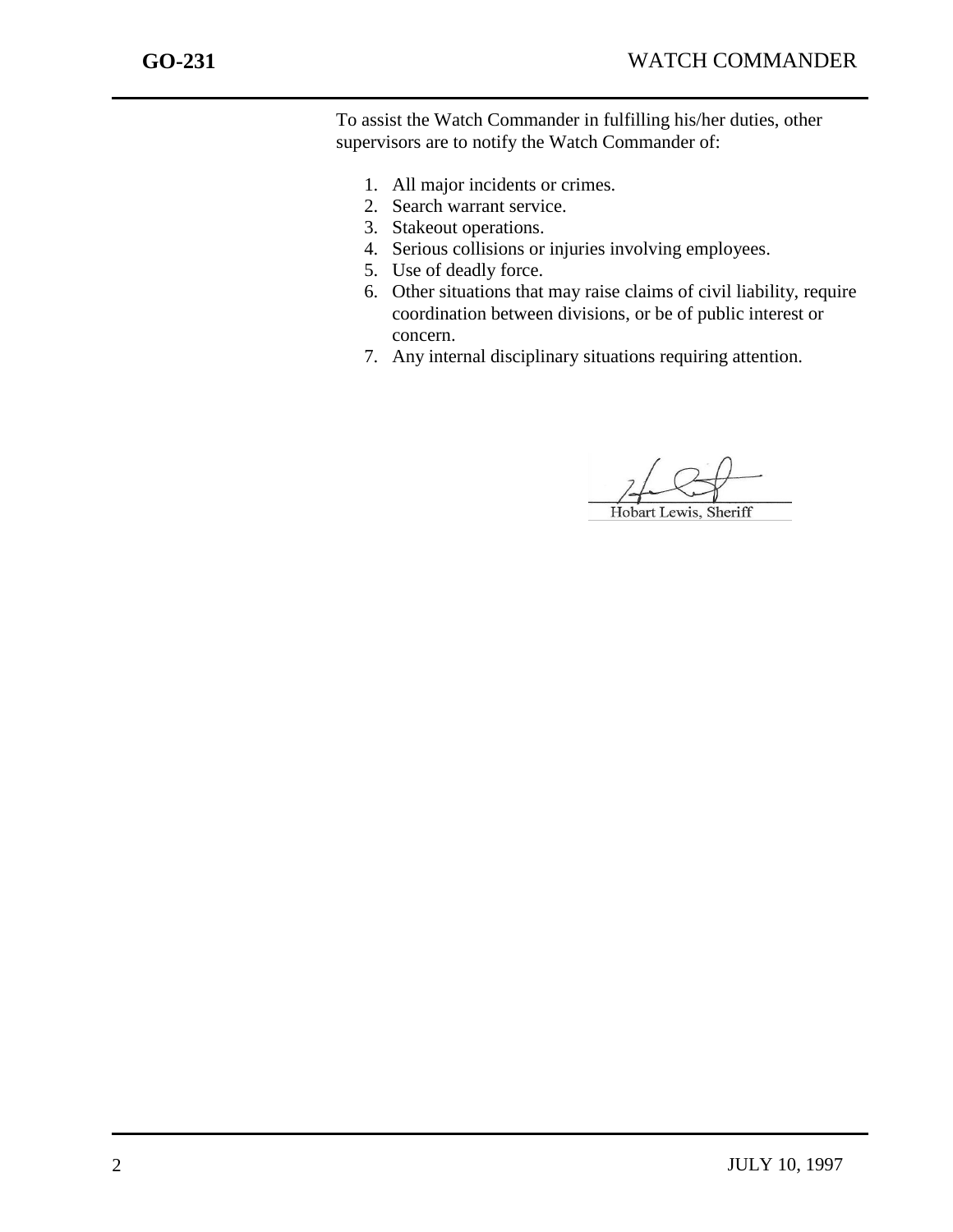To assist the Watch Commander in fulfilling his/her duties, other supervisors are to notify the Watch Commander of:

1. All major incidents or crimes.
2. Search warrant service.
3. Stakeout operations.
4. Serious collisions or injuries involving employees.
5. Use of deadly force.
6. Other situations that may raise claims of civil liability, require coordination between divisions, or be of public interest or concern.
7. Any internal disciplinary situations requiring attention.

Hobart Lewis, Sheriff